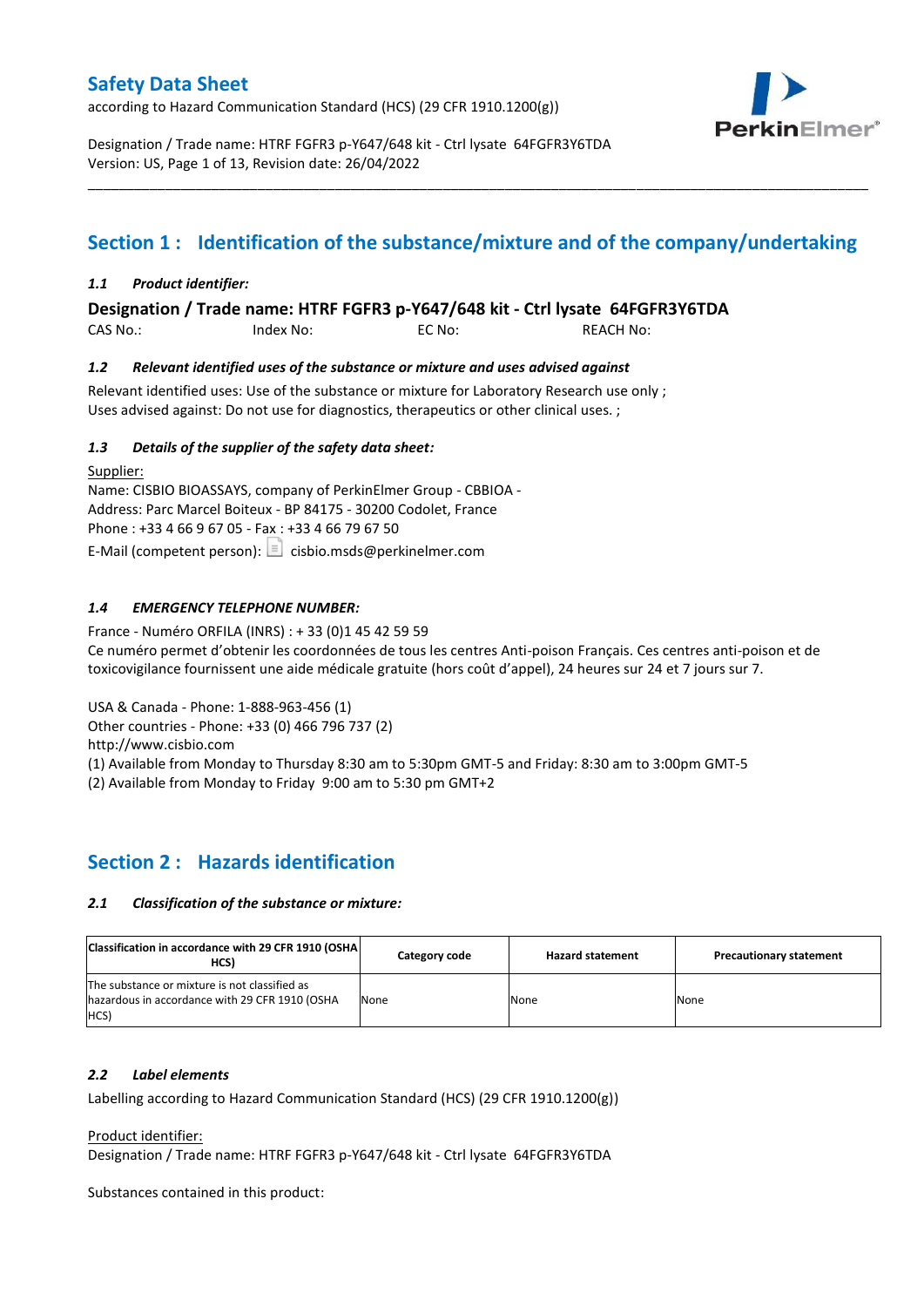# Safety Data Sheet

according to Hazard Communication Standard (HCS) (29 CFR 1910.1200(g))

Designation / Trade name: HTRF FGFR3 p-Y647/648 kit - Ctrl lysate 64FGFR3Y6TDA
Version: US, Page 1 of 13, Revision date: 26/04/2022

## Section 1 : Identification of the substance/mixture and of the company/undertaking

### *1.1 Product identifier:*

**Designation / Trade name: HTRF FGFR3 p-Y647/648 kit - Ctrl lysate 64FGFR3Y6TDA**

CAS No.: Index No: EC No: REACH No:

### *1.2 Relevant identified uses of the substance or mixture and uses advised against*

Relevant identified uses: Use of the substance or mixture for Laboratory Research use only ;
Uses advised against: Do not use for diagnostics, therapeutics or other clinical uses. ;

### *1.3 Details of the supplier of the safety data sheet:*

Supplier:
Name: CISBIO BIOASSAYS, company of PerkinElmer Group - CBBIOA -
Address: Parc Marcel Boiteux - BP 84175 - 30200 Codolet, France
Phone : +33 4 66 9 67 05 - Fax : +33 4 66 79 67 50
E-Mail (competent person): cisbio.msds@perkinelmer.com

### *1.4 EMERGENCY TELEPHONE NUMBER:*

France - Numéro ORFILA (INRS) : + 33 (0)1 45 42 59 59
Ce numéro permet d'obtenir les coordonnées de tous les centres Anti-poison Français. Ces centres anti-poison et de toxicovigilance fournissent une aide médicale gratuite (hors coût d'appel), 24 heures sur 24 et 7 jours sur 7.

USA & Canada - Phone: 1-888-963-456 (1)
Other countries - Phone: +33 (0) 466 796 737 (2)
http://www.cisbio.com
(1) Available from Monday to Thursday 8:30 am to 5:30pm GMT-5 and Friday: 8:30 am to 3:00pm GMT-5
(2) Available from Monday to Friday 9:00 am to 5:30 pm GMT+2

## Section 2 : Hazards identification

### *2.1 Classification of the substance or mixture:*

| Classification in accordance with 29 CFR 1910 (OSHA HCS) | Category code | Hazard statement | Precautionary statement |
|---|---|---|---|
| The substance or mixture is not classified as hazardous in accordance with 29 CFR 1910 (OSHA HCS) | None | None | None |

### *2.2 Label elements*

Labelling according to Hazard Communication Standard (HCS) (29 CFR 1910.1200(g))

Product identifier:
Designation / Trade name: HTRF FGFR3 p-Y647/648 kit - Ctrl lysate 64FGFR3Y6TDA

Substances contained in this product: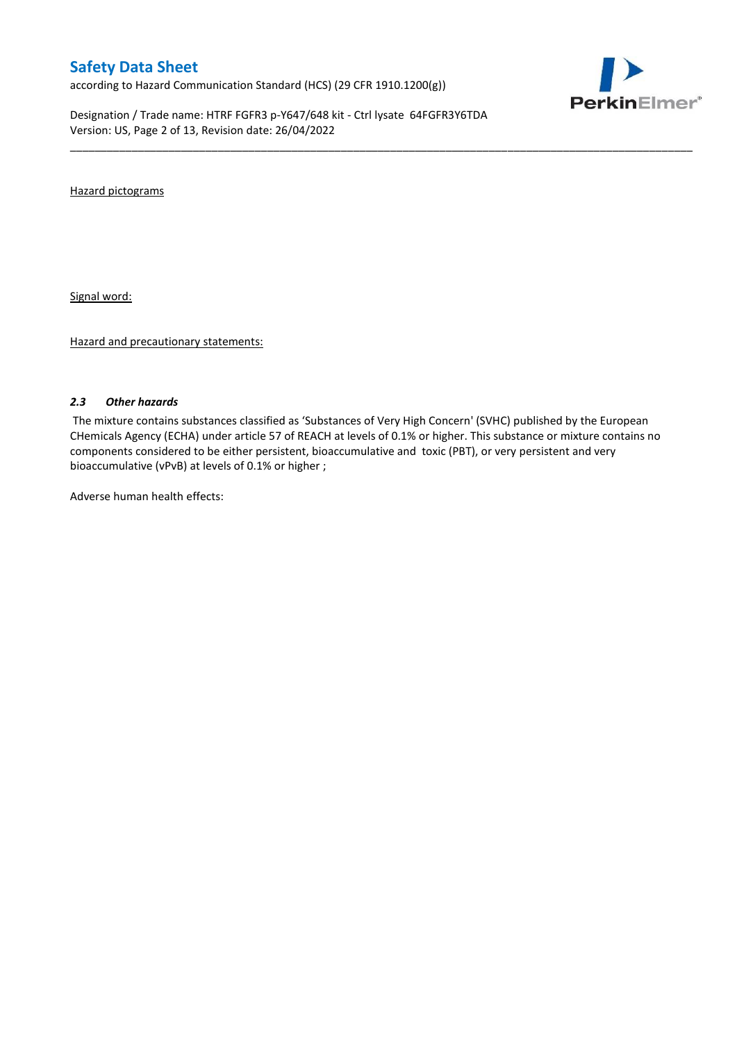Hazard pictograms

Signal word:

Hazard and precautionary statements:

### *2.3 Other hazards*

The mixture contains substances classified as 'Substances of Very High Concern' (SVHC) published by the European CHemicals Agency (ECHA) under article 57 of REACH at levels of 0.1% or higher. This substance or mixture contains no components considered to be either persistent, bioaccumulative and toxic (PBT), or very persistent and very bioaccumulative (vPvB) at levels of 0.1% or higher ;

Adverse human health effects: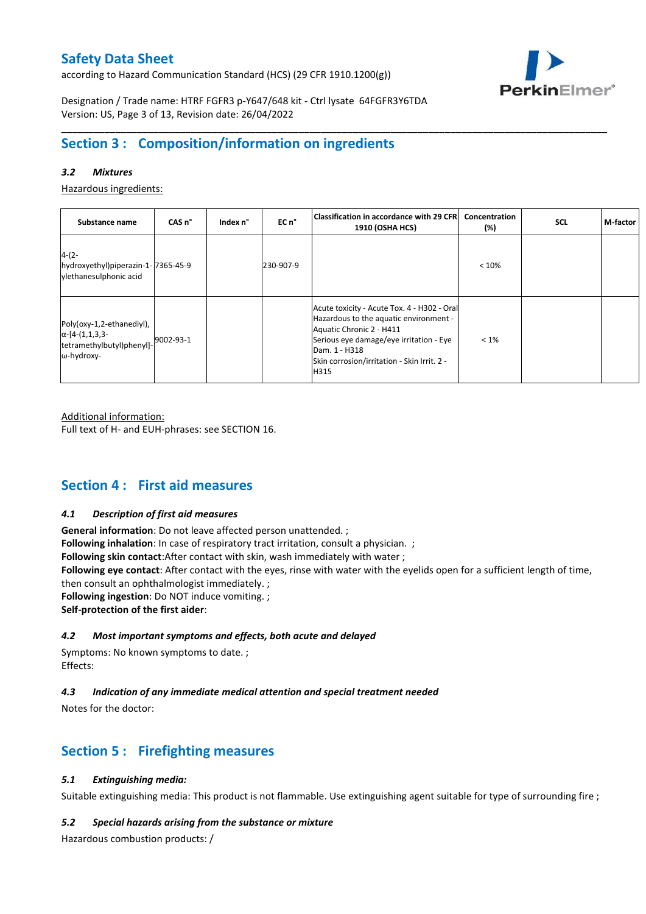## Section 3 : Composition/information on ingredients

### *3.2 Mixtures*

Hazardous ingredients:

| Substance name | CAS n° | Index n° | EC n° | Classification in accordance with 29 CFR 1910 (OSHA HCS) | Concentration (%) | SCL | M-factor |
|---|---|---|---|---|---|---|---|
| 4-(2-hydroxyethyl)piperazin-1-ylethanesulphonic acid | 7365-45-9 | | 230-907-9 | | < 10% | | |
| Poly(oxy-1,2-ethanediyl), α-[4-(1,1,3,3-tetramethylbutyl)phenyl]-ω-hydroxy- | 9002-93-1 | | | Acute toxicity - Acute Tox. 4 - H302 - Oral<br>Hazardous to the aquatic environment - Aquatic Chronic 2 - H411<br>Serious eye damage/eye irritation - Eye Dam. 1 - H318<br>Skin corrosion/irritation - Skin Irrit. 2 - H315 | < 1% | | |

Additional information:
Full text of H- and EUH-phrases: see SECTION 16.

## Section 4 : First aid measures

### *4.1 Description of first aid measures*

**General information**: Do not leave affected person unattended. ;
**Following inhalation**: In case of respiratory tract irritation, consult a physician. ;
**Following skin contact**:After contact with skin, wash immediately with water ;
**Following eye contact**: After contact with the eyes, rinse with water with the eyelids open for a sufficient length of time, then consult an ophthalmologist immediately. ;
**Following ingestion**: Do NOT induce vomiting. ;
**Self-protection of the first aider**:

### *4.2 Most important symptoms and effects, both acute and delayed*

Symptoms: No known symptoms to date. ;
Effects:

### *4.3 Indication of any immediate medical attention and special treatment needed*

Notes for the doctor:

## Section 5 : Firefighting measures

### *5.1 Extinguishing media:*

Suitable extinguishing media: This product is not flammable. Use extinguishing agent suitable for type of surrounding fire ;

### *5.2 Special hazards arising from the substance or mixture*

Hazardous combustion products: /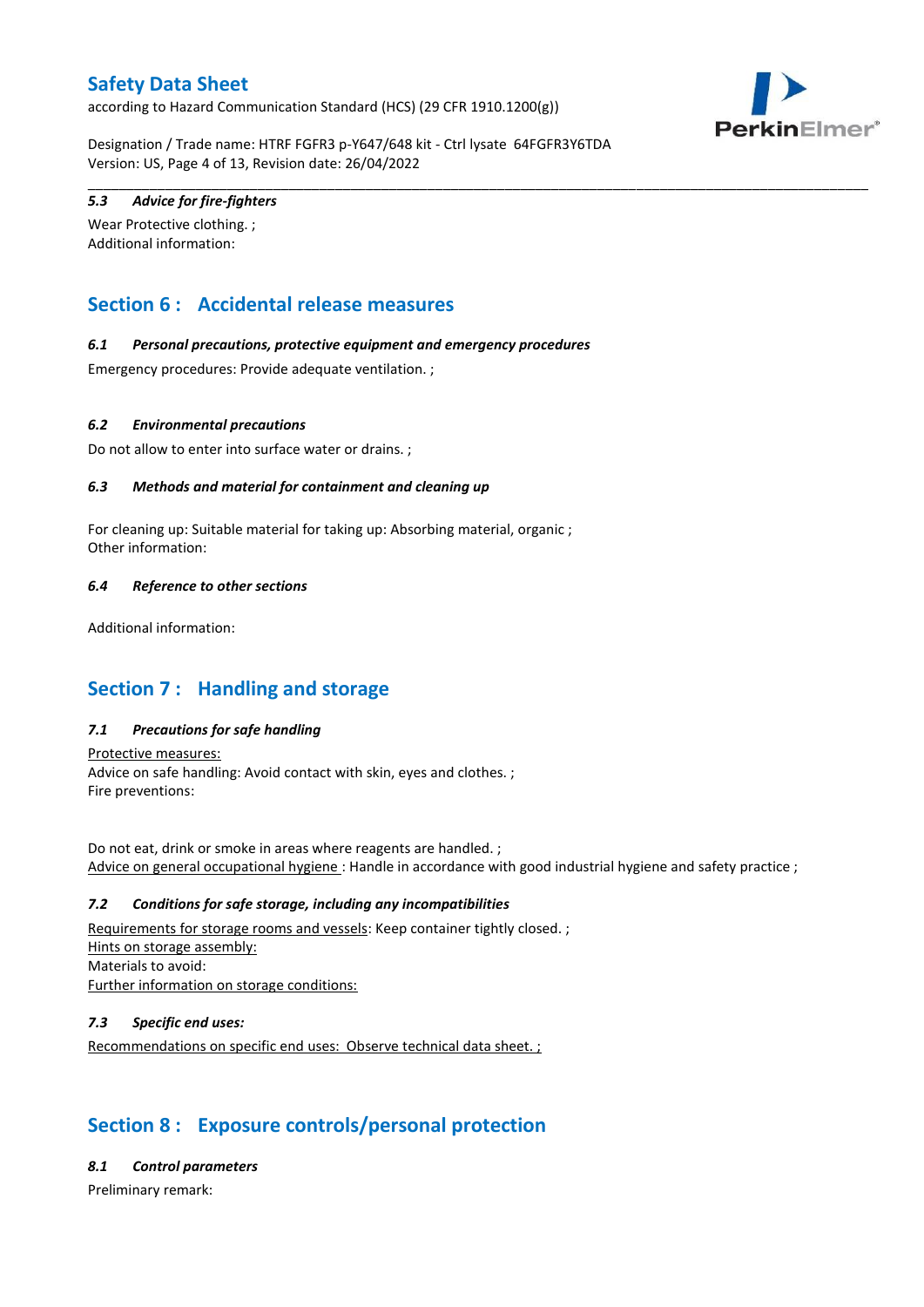#### 5.3 Advice for fire-fighters

Wear Protective clothing. ;
Additional information:

## Section 6 : Accidental release measures

#### 6.1 Personal precautions, protective equipment and emergency procedures

Emergency procedures: Provide adequate ventilation. ;

#### 6.2 Environmental precautions

Do not allow to enter into surface water or drains. ;

#### 6.3 Methods and material for containment and cleaning up

For cleaning up: Suitable material for taking up: Absorbing material, organic ;
Other information:

#### 6.4 Reference to other sections

Additional information:

## Section 7 : Handling and storage

#### 7.1 Precautions for safe handling

Protective measures:
Advice on safe handling: Avoid contact with skin, eyes and clothes. ;
Fire preventions:

Do not eat, drink or smoke in areas where reagents are handled. ;
Advice on general occupational hygiene : Handle in accordance with good industrial hygiene and safety practice ;

#### 7.2 Conditions for safe storage, including any incompatibilities

Requirements for storage rooms and vessels: Keep container tightly closed. ;
Hints on storage assembly:
Materials to avoid:
Further information on storage conditions:

#### 7.3 Specific end uses:

Recommendations on specific end uses: Observe technical data sheet. ;

## Section 8 : Exposure controls/personal protection

#### 8.1 Control parameters

Preliminary remark: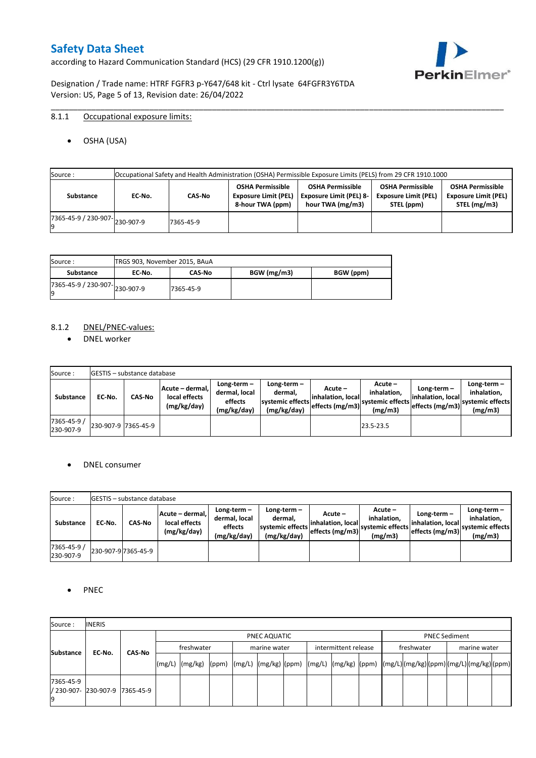### 8.1.1 Occupational exposure limits:

- OSHA (USA)

| Source : | Occupational Safety and Health Administration (OSHA) Permissible Exposure Limits (PELS) from 29 CFR 1910.1000 | | | | | |
|---|---|---|---|---|---|---|
| **Substance** | **EC-No.** | **CAS-No** | **OSHA Permissible Exposure Limit (PEL) 8-hour TWA (ppm)** | **OSHA Permissible Exposure Limit (PEL) 8-hour TWA (mg/m3)** | **OSHA Permissible Exposure Limit (PEL) STEL (ppm)** | **OSHA Permissible Exposure Limit (PEL) STEL (mg/m3)** |
| 7365-45-9 / 230-907-9 | 230-907-9 | 7365-45-9 | | | | |

| Source : | TRGS 903, November 2015, BAuA | | | |
|---|---|---|---|---|
| **Substance** | **EC-No.** | **CAS-No** | **BGW (mg/m3)** | **BGW (ppm)** |
| 7365-45-9 / 230-907-9 | 230-907-9 | 7365-45-9 | | |

### 8.1.2 DNEL/PNEC-values:

- DNEL worker

| Source : | GESTIS – substance database | | | | | | | | | |
|---|---|---|---|---|---|---|---|---|---|---|
| **Substance** | **EC-No.** | **CAS-No** | **Acute – dermal, local effects (mg/kg/day)** | **Long-term – dermal, local effects (mg/kg/day)** | **Long-term – dermal, systemic effects (mg/kg/day)** | **Acute – inhalation, local effects (mg/m3)** | **Acute – inhalation, systemic effects (mg/m3)** | **Long-term – inhalation, local effects (mg/m3)** | **Long-term – inhalation, systemic effects (mg/m3)** |
| 7365-45-9 / 230-907-9 | 230-907-9 | 7365-45-9 | | | | | 23.5-23.5 | | |

- DNEL consumer

| Source : | GESTIS – substance database | | | | | | | | | |
|---|---|---|---|---|---|---|---|---|---|---|
| **Substance** | **EC-No.** | **CAS-No** | **Acute – dermal, local effects (mg/kg/day)** | **Long-term – dermal, local effects (mg/kg/day)** | **Long-term – dermal, systemic effects (mg/kg/day)** | **Acute – inhalation, local effects (mg/m3)** | **Acute – inhalation, systemic effects (mg/m3)** | **Long-term – inhalation, local effects (mg/m3)** | **Long-term – inhalation, systemic effects (mg/m3)** |
| 7365-45-9 / 230-907-9 | 230-907-9 | 7365-45-9 | | | | | | | |

- PNEC

| Source : | INERIS | | | | | | | | | | | | | | | | | | | | |
|---|---|---|---|---|---|---|---|---|---|---|---|---|---|---|---|---|---|---|---|---|---|
| **Substance** | **EC-No.** | **CAS-No** | PNEC AQUATIC | | | | | | | | | PNEC Sediment | | | | | |
| | | | freshwater | | | marine water | | | intermittent release | | | freshwater | | | marine water | | |
| | | | (mg/L) | (mg/kg) | (ppm) | (mg/L) | (mg/kg) | (ppm) | (mg/L) | (mg/kg) | (ppm) | (mg/L) | (mg/kg) | (ppm) | (mg/L) | (mg/kg) | (ppm) |
| 7365-45-9 / 230-907-9 | 230-907-9 | 7365-45-9 | | | | | | | | | | | | | | | |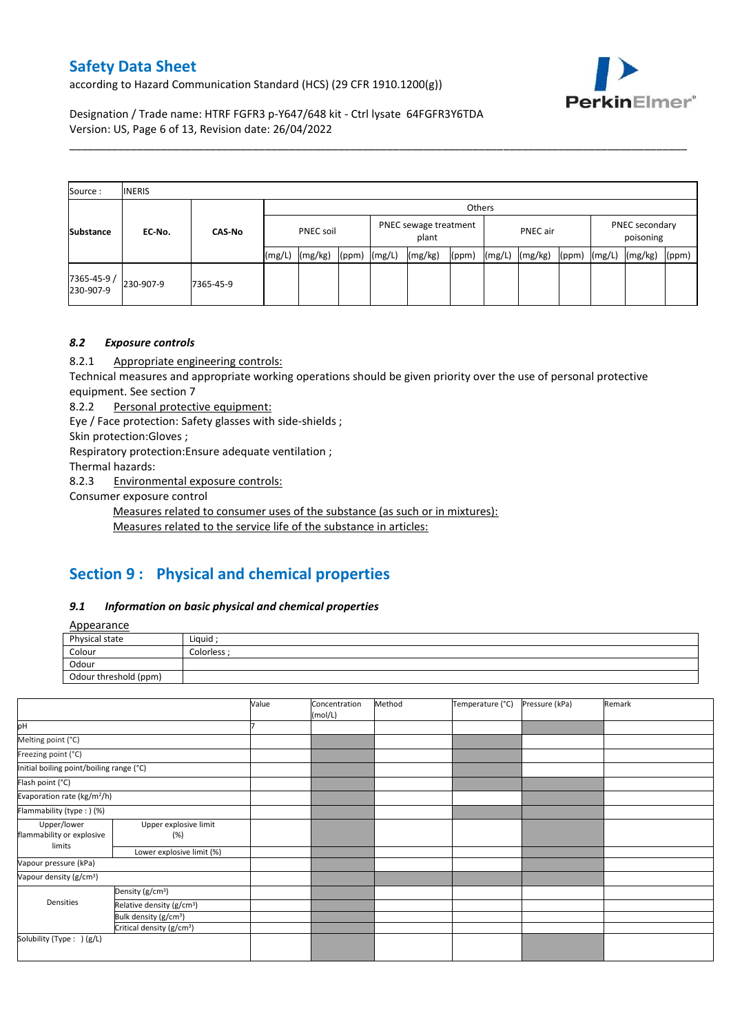| Source : | INERIS | | | | | | | | | | | | | | |
|---|---|---|---|---|---|---|---|---|---|---|---|---|---|---|---|
| Substance | EC-No. | CAS-No | Others | | | | | | | | | | | | |
| | | | PNEC soil | | | PNEC sewage treatment plant | | | PNEC air | | | PNEC secondary poisoning | | | |
| | | | (mg/L) | (mg/kg) | (ppm) | (mg/L) | (mg/kg) | (ppm) | (mg/L) | (mg/kg) | (ppm) | (mg/L) | (mg/kg) | (ppm) | |
| 7365-45-9 / 230-907-9 | 230-907-9 | 7365-45-9 | | | | | | | | | | | | | |

### *8.2 Exposure controls*

8.2.1 Appropriate engineering controls:

Technical measures and appropriate working operations should be given priority over the use of personal protective equipment. See section 7

8.2.2 Personal protective equipment:

Eye / Face protection: Safety glasses with side-shields ;

Skin protection:Gloves ;

Respiratory protection:Ensure adequate ventilation ;

Thermal hazards:

8.2.3 Environmental exposure controls:

Consumer exposure control

Measures related to consumer uses of the substance (as such or in mixtures):

Measures related to the service life of the substance in articles:

## Section 9 : Physical and chemical properties

### *9.1 Information on basic physical and chemical properties*

Appearance

| Physical state | Liquid ; |
|---|---|
| Colour | Colorless ; |
| Odour | |
| Odour threshold (ppm) | |

| | | Value | Concentration (mol/L) | Method | Temperature (°C) | Pressure (kPa) | Remark |
|---|---|---|---|---|---|---|---|
| pH | | 7 | | | | | |
| Melting point (°C) | | | | | | | |
| Freezing point (°C) | | | | | | | |
| Initial boiling point/boiling range (°C) | | | | | | | |
| Flash point (°C) | | | | | | | |
| Evaporation rate (kg/m²/h) | | | | | | | |
| Flammability (type : ) (%) | | | | | | | |
| Upper/lower flammability or explosive limits | Upper explosive limit (%) | | | | | | |
| | Lower explosive limit (%) | | | | | | |
| Vapour pressure (kPa) | | | | | | | |
| Vapour density (g/cm³) | | | | | | | |
| Densities | Density (g/cm³) | | | | | | |
| | Relative density (g/cm³) | | | | | | |
| | Bulk density (g/cm³) | | | | | | |
| | Critical density (g/cm³) | | | | | | |
| Solubility (Type : ) (g/L) | | | | | | | |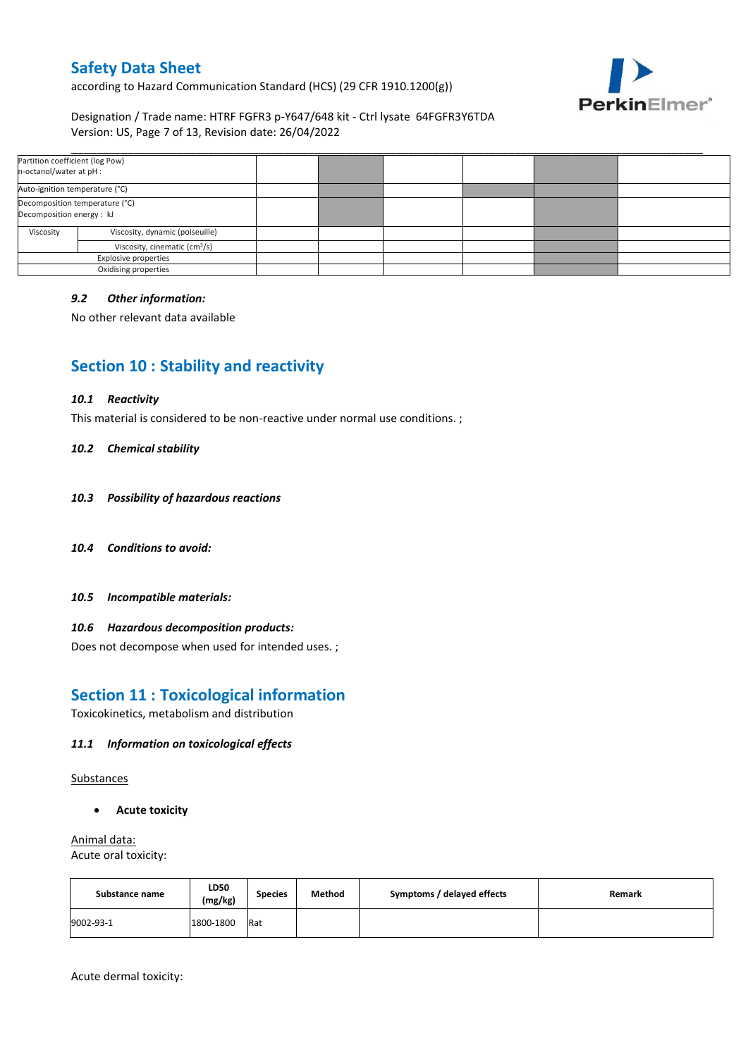| Partition coefficient (log Pow) n-octanol/water at pH : | | | | | | | |
|---|---|---|---|---|---|---|---|
| Auto-ignition temperature (°C) | | | | | | | |
| Decomposition temperature (°C) Decomposition energy : kJ | | | | | | | |
| Viscosity | Viscosity, dynamic (poiseuille) | | | | | | |
| | Viscosity, cinematic ($cm^3/s$) | | | | | | |
| Explosive properties | | | | | | | |
| Oxidising properties | | | | | | | |

### 9.2 Other information:

No other relevant data available

## Section 10 : Stability and reactivity

### 10.1 Reactivity

This material is considered to be non-reactive under normal use conditions. ;

### 10.2 Chemical stability

### 10.3 Possibility of hazardous reactions

### 10.4 Conditions to avoid:

### 10.5 Incompatible materials:

### 10.6 Hazardous decomposition products:

Does not decompose when used for intended uses. ;

## Section 11 : Toxicological information

Toxicokinetics, metabolism and distribution

### 11.1 Information on toxicological effects

Substances

- **Acute toxicity**

Animal data:
Acute oral toxicity:

| Substance name | LD50 (mg/kg) | Species | Method | Symptoms / delayed effects | Remark |
|---|---|---|---|---|---|
| 9002-93-1 | 1800-1800 | Rat | | | |

Acute dermal toxicity: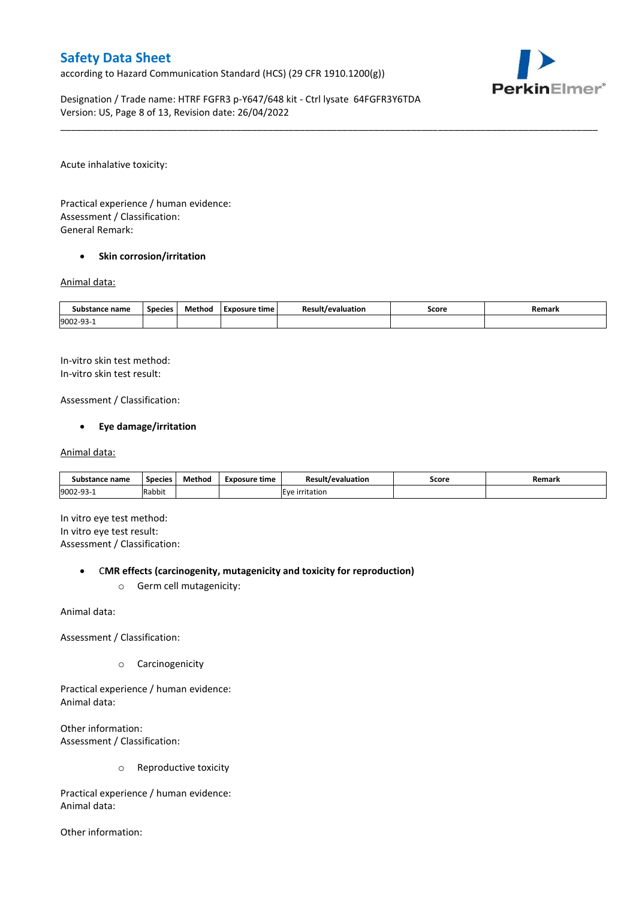Acute inhalative toxicity:

Practical experience / human evidence:
Assessment / Classification:
General Remark:

- **Skin corrosion/irritation**

Animal data:

| Substance name | Species | Method | Exposure time | Result/evaluation | Score | Remark |
|---|---|---|---|---|---|---|
| 9002-93-1 | | | | | | |

In-vitro skin test method:
In-vitro skin test result:

Assessment / Classification:

- **Eye damage/irritation**

Animal data:

| Substance name | Species | Method | Exposure time | Result/evaluation | Score | Remark |
|---|---|---|---|---|---|---|
| 9002-93-1 | Rabbit | | | Eye irritation | | |

In vitro eye test method:
In vitro eye test result:
Assessment / Classification:

- **CMR effects (carcinogenity, mutagenicity and toxicity for reproduction)**
  - Germ cell mutagenicity:

Animal data:

Assessment / Classification:

  - Carcinogenicity

Practical experience / human evidence:
Animal data:

Other information:
Assessment / Classification:

  - Reproductive toxicity

Practical experience / human evidence:
Animal data:

Other information: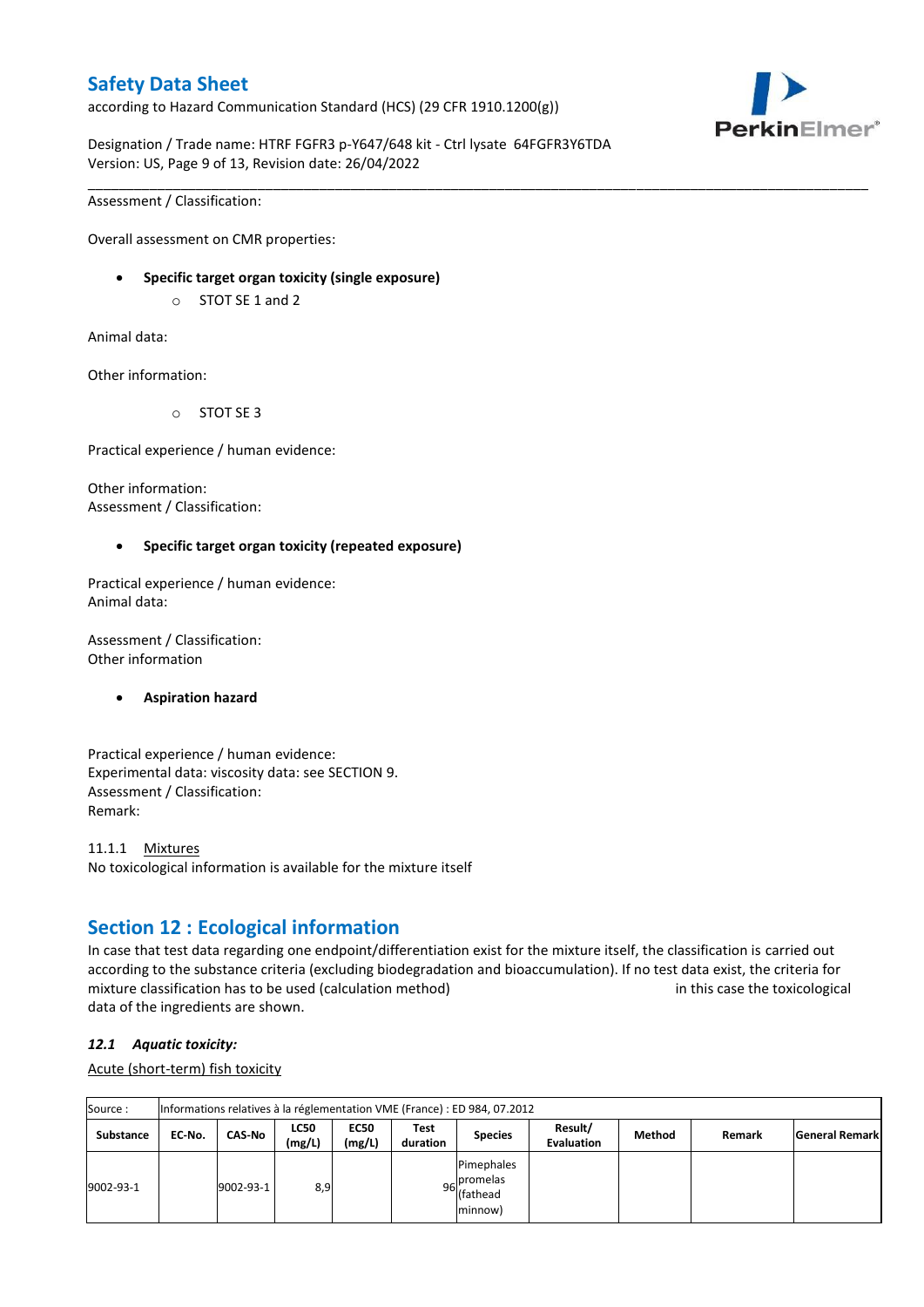Assessment / Classification:

Overall assessment on CMR properties:

- **Specific target organ toxicity (single exposure)**
  - STOT SE 1 and 2

Animal data:

Other information:

  - STOT SE 3

Practical experience / human evidence:

Other information:
Assessment / Classification:

- **Specific target organ toxicity (repeated exposure)**

Practical experience / human evidence:
Animal data:

Assessment / Classification:
Other information

- **Aspiration hazard**

Practical experience / human evidence:
Experimental data: viscosity data: see SECTION 9.
Assessment / Classification:
Remark:

11.1.1 Mixtures
No toxicological information is available for the mixture itself

## Section 12 : Ecological information

In case that test data regarding one endpoint/differentiation exist for the mixture itself, the classification is carried out according to the substance criteria (excluding biodegradation and bioaccumulation). If no test data exist, the criteria for mixture classification has to be used (calculation method) in this case the toxicological data of the ingredients are shown.

### *12.1 Aquatic toxicity:*

Acute (short-term) fish toxicity

| Source : | Informations relatives à la réglementation VME (France) : ED 984, 07.2012 | | | | | | | | | |
|---|---|---|---|---|---|---|---|---|---|---|
| **Substance** | **EC-No.** | **CAS-No** | **LC50 (mg/L)** | **EC50 (mg/L)** | **Test duration** | **Species** | **Result/ Evaluation** | **Method** | **Remark** | **General Remark** |
| 9002-93-1 | | 9002-93-1 | 8,9 | | 96 | Pimephales promelas (fathead minnow) | | | | |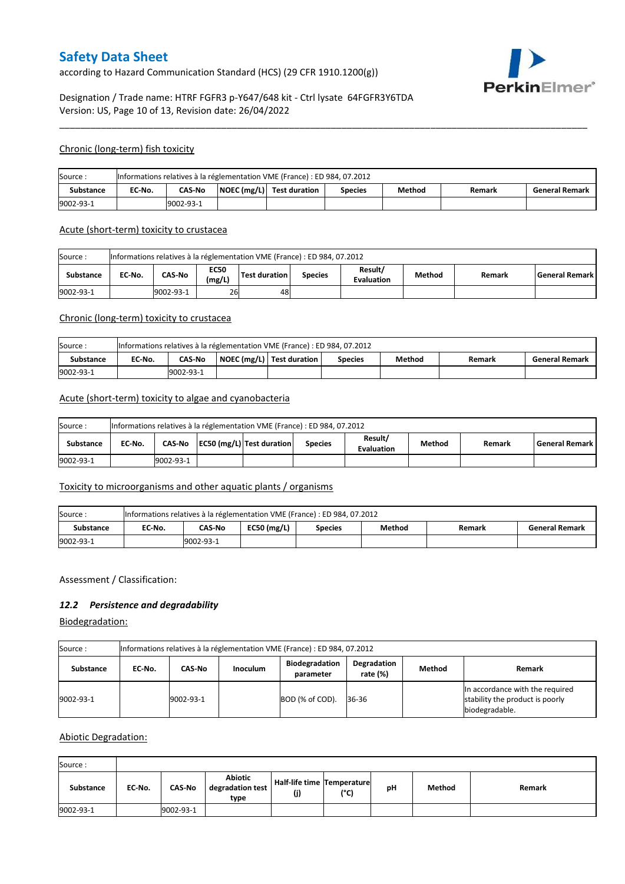### Chronic (long-term) fish toxicity

| Source : | Informations relatives à la réglementation VME (France) : ED 984, 07.2012 | | | | | | | |
|---|---|---|---|---|---|---|---|---|
| **Substance** | **EC-No.** | **CAS-No** | **NOEC (mg/L)** | **Test duration** | **Species** | **Method** | **Remark** | **General Remark** |
| 9002-93-1 | | 9002-93-1 | | | | | | |

### Acute (short-term) toxicity to crustacea

| Source : | Informations relatives à la réglementation VME (France) : ED 984, 07.2012 | | | | | | | | |
|---|---|---|---|---|---|---|---|---|---|
| **Substance** | **EC-No.** | **CAS-No** | **EC50 (mg/L)** | **Test duration** | **Species** | **Result/ Evaluation** | **Method** | **Remark** | **General Remark** |
| 9002-93-1 | | 9002-93-1 | 26 | 48 | | | | | |

### Chronic (long-term) toxicity to crustacea

| Source : | Informations relatives à la réglementation VME (France) : ED 984, 07.2012 | | | | | | | |
|---|---|---|---|---|---|---|---|---|
| **Substance** | **EC-No.** | **CAS-No** | **NOEC (mg/L)** | **Test duration** | **Species** | **Method** | **Remark** | **General Remark** |
| 9002-93-1 | | 9002-93-1 | | | | | | |

### Acute (short-term) toxicity to algae and cyanobacteria

| Source : | Informations relatives à la réglementation VME (France) : ED 984, 07.2012 | | | | | | | | |
|---|---|---|---|---|---|---|---|---|---|
| **Substance** | **EC-No.** | **CAS-No** | **EC50 (mg/L)** | **Test duration** | **Species** | **Result/ Evaluation** | **Method** | **Remark** | **General Remark** |
| 9002-93-1 | | 9002-93-1 | | | | | | | |

### Toxicity to microorganisms and other aquatic plants / organisms

| Source : | Informations relatives à la réglementation VME (France) : ED 984, 07.2012 | | | | | | |
|---|---|---|---|---|---|---|---|
| **Substance** | **EC-No.** | **CAS-No** | **EC50 (mg/L)** | **Species** | **Method** | **Remark** | **General Remark** |
| 9002-93-1 | | 9002-93-1 | | | | | |

Assessment / Classification:

## *12.2 Persistence and degradability*

### Biodegradation:

| Source : | Informations relatives à la réglementation VME (France) : ED 984, 07.2012 | | | | | | |
|---|---|---|---|---|---|---|---|
| **Substance** | **EC-No.** | **CAS-No** | **Inoculum** | **Biodegradation parameter** | **Degradation rate (%)** | **Method** | **Remark** |
| 9002-93-1 | | 9002-93-1 | | BOD (% of COD). | 36-36 | | In accordance with the required stability the product is poorly biodegradable. |

### Abiotic Degradation:

| Source : | | | | | | | | |
|---|---|---|---|---|---|---|---|---|
| **Substance** | **EC-No.** | **CAS-No** | **Abiotic degradation test type** | **Half-life time (j)** | **Temperature (°C)** | **pH** | **Method** | **Remark** |
| 9002-93-1 | | 9002-93-1 | | | | | | |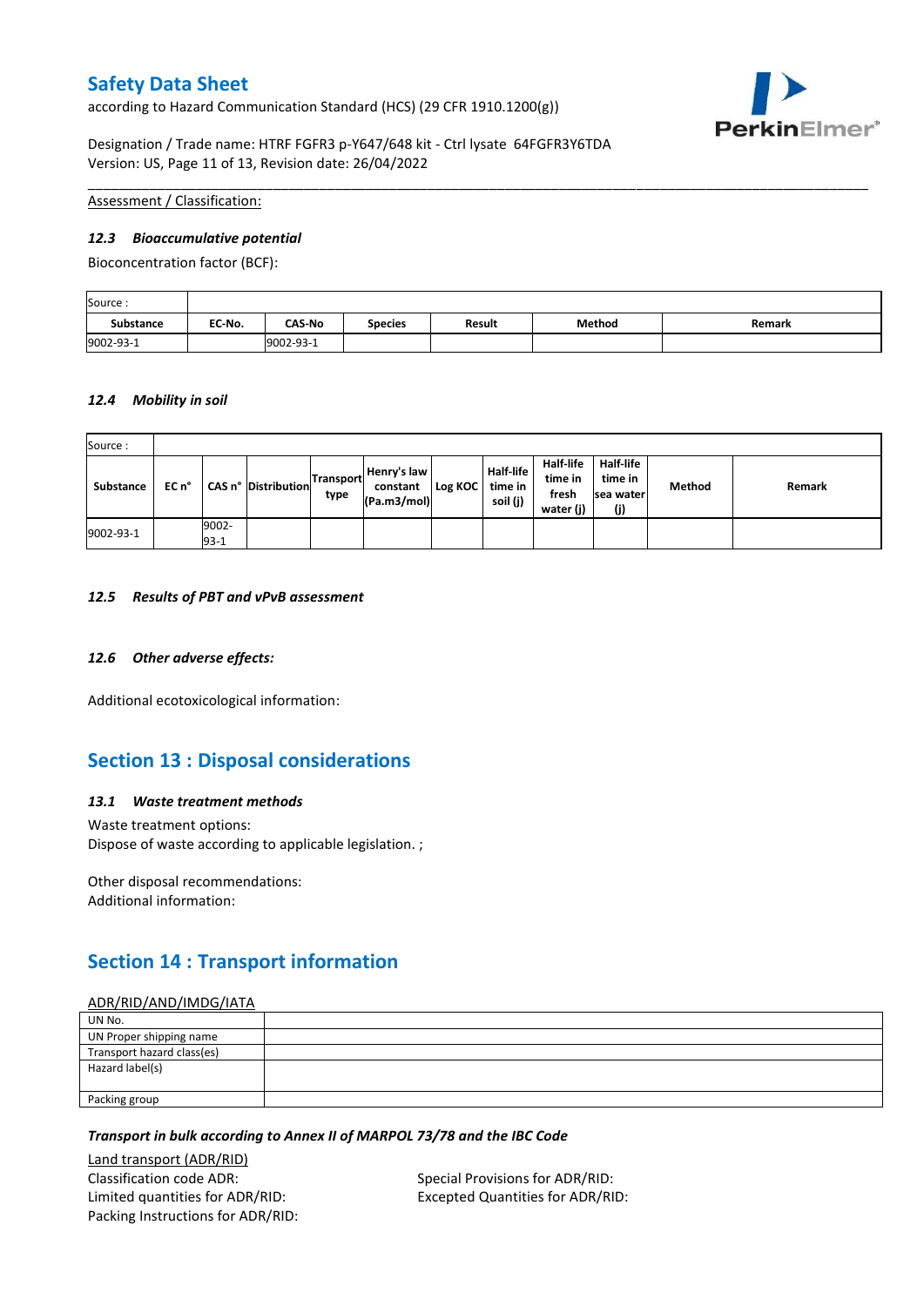Assessment / Classification:

### 12.3 Bioaccumulative potential

Bioconcentration factor (BCF):

| Source : | | | | | | |
|---|---|---|---|---|---|---|
| **Substance** | **EC-No.** | **CAS-No** | **Species** | **Result** | **Method** | **Remark** |
| 9002-93-1 | | 9002-93-1 | | | | |

### 12.4 Mobility in soil

| Source : | | | | | | | | | | | |
|---|---|---|---|---|---|---|---|---|---|---|---|
| **Substance** | **EC n°** | **CAS n°** | **Distribution** | **Transport type** | **Henry's law constant (Pa.m3/mol)** | **Log KOC** | **Half-life time in soil (j)** | **Half-life time in fresh water (j)** | **Half-life time in sea water (j)** | **Method** | **Remark** |
| 9002-93-1 | | 9002-93-1 | | | | | | | | | |

### 12.5 Results of PBT and vPvB assessment

### 12.6 Other adverse effects:

Additional ecotoxicological information:

## Section 13 : Disposal considerations

### 13.1 Waste treatment methods

Waste treatment options:
Dispose of waste according to applicable legislation. ;

Other disposal recommendations:
Additional information:

## Section 14 : Transport information

ADR/RID/AND/IMDG/IATA

| | |
|---|---|
| UN No. | |
| UN Proper shipping name | |
| Transport hazard class(es) | |
| Hazard label(s) | |
| Packing group | |

***Transport in bulk according to Annex II of MARPOL 73/78 and the IBC Code***

Land transport (ADR/RID)

Classification code ADR:
Limited quantities for ADR/RID:
Packing Instructions for ADR/RID:

Special Provisions for ADR/RID:
Excepted Quantities for ADR/RID: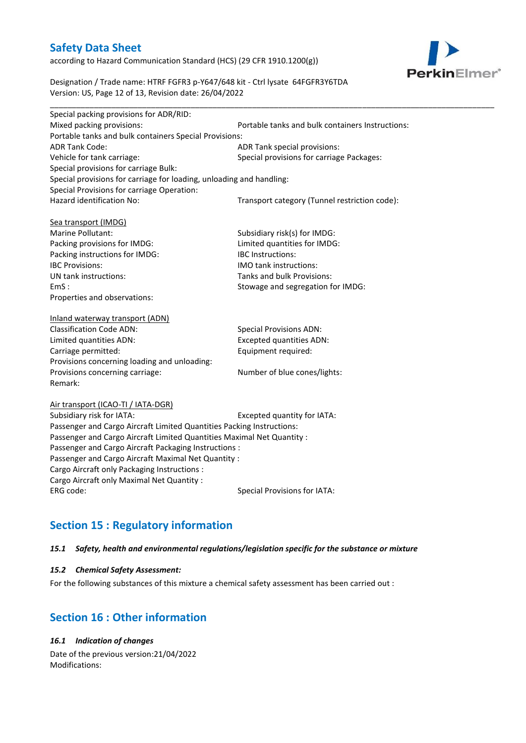Special packing provisions for ADR/RID:

Mixed packing provisions: Portable tanks and bulk containers Instructions:

Portable tanks and bulk containers Special Provisions:

ADR Tank Code: ADR Tank special provisions:

Vehicle for tank carriage: Special provisions for carriage Packages:

Special provisions for carriage Bulk:

Special provisions for carriage for loading, unloading and handling:

Special Provisions for carriage Operation:

Hazard identification No: Transport category (Tunnel restriction code):

Sea transport (IMDG)

Marine Pollutant: Subsidiary risk(s) for IMDG:

Packing provisions for IMDG: Limited quantities for IMDG:

Packing instructions for IMDG: IBC Instructions:

IBC Provisions: IMO tank instructions:

UN tank instructions: Tanks and bulk Provisions:

EmS : Stowage and segregation for IMDG:

Properties and observations:

Inland waterway transport (ADN)

Classification Code ADN: Special Provisions ADN:

Limited quantities ADN: Excepted quantities ADN:

Carriage permitted: Equipment required:

Provisions concerning loading and unloading:

Provisions concerning carriage: Number of blue cones/lights:

Remark:

Air transport (ICAO-TI / IATA-DGR)

Subsidiary risk for IATA: Excepted quantity for IATA:

Passenger and Cargo Aircraft Limited Quantities Packing Instructions:

Passenger and Cargo Aircraft Limited Quantities Maximal Net Quantity :

Passenger and Cargo Aircraft Packaging Instructions :

Passenger and Cargo Aircraft Maximal Net Quantity :

Cargo Aircraft only Packaging Instructions :

Cargo Aircraft only Maximal Net Quantity :

ERG code: Special Provisions for IATA:

## Section 15 : Regulatory information

### *15.1 Safety, health and environmental regulations/legislation specific for the substance or mixture*

### *15.2 Chemical Safety Assessment:*

For the following substances of this mixture a chemical safety assessment has been carried out :

## Section 16 : Other information

### *16.1 Indication of changes*

Date of the previous version:21/04/2022

Modifications: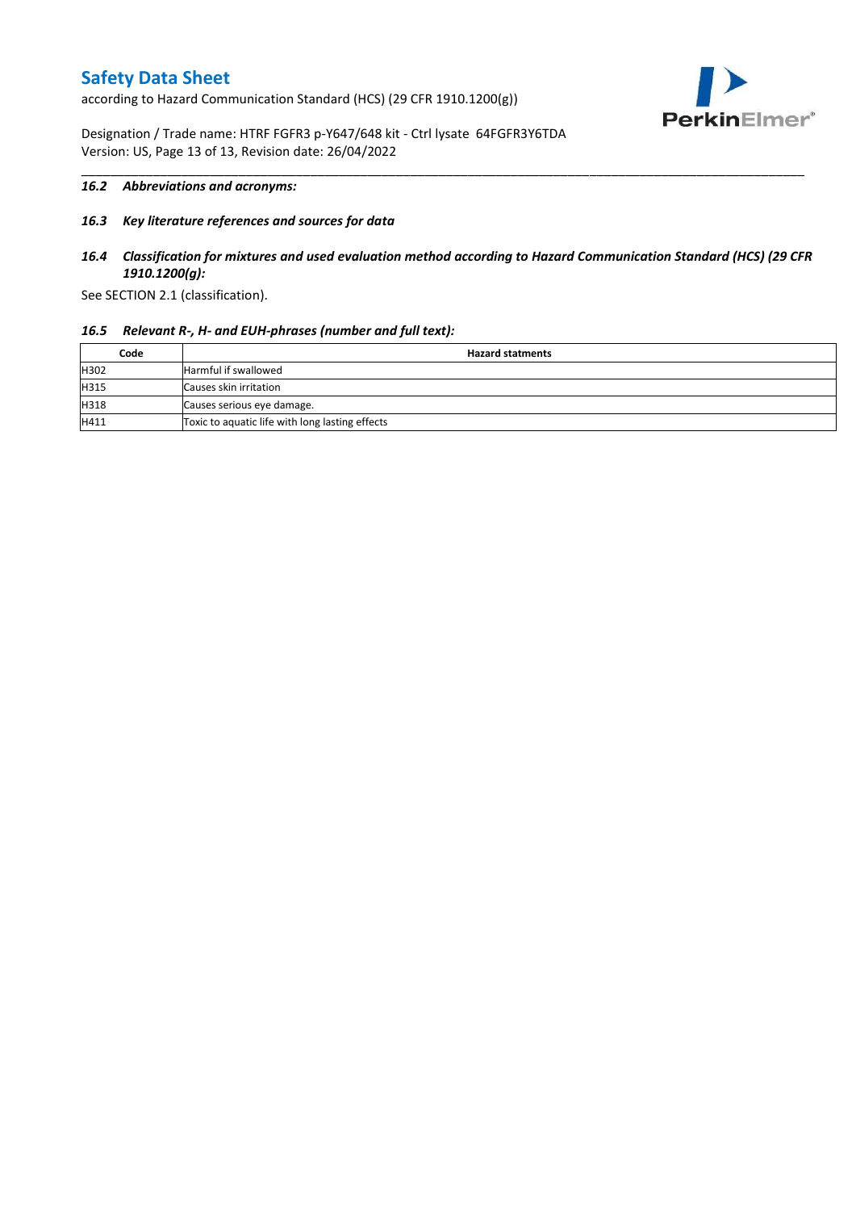### 16.2 Abbreviations and acronyms:

### 16.3 Key literature references and sources for data

### 16.4 Classification for mixtures and used evaluation method according to Hazard Communication Standard (HCS) (29 CFR 1910.1200(g):

See SECTION 2.1 (classification).

### 16.5 Relevant R-, H- and EUH-phrases (number and full text):

| Code | Hazard statments |
|---|---|
| H302 | Harmful if swallowed |
| H315 | Causes skin irritation |
| H318 | Causes serious eye damage. |
| H411 | Toxic to aquatic life with long lasting effects |